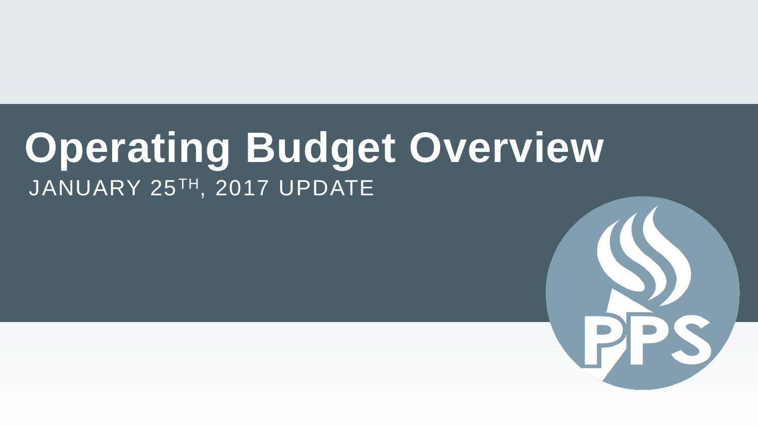# Operating Budget Overview

JANUARY 25TH, 2017 UPDATE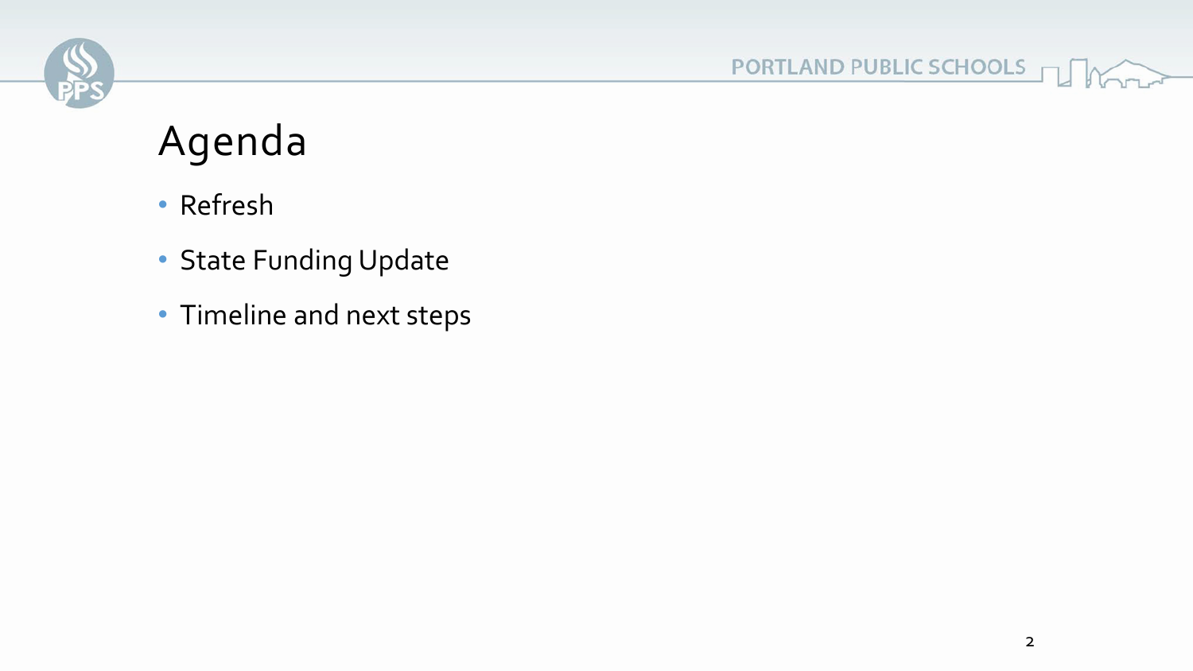# Agenda

- Refresh
- State Funding Update
- Timeline and next steps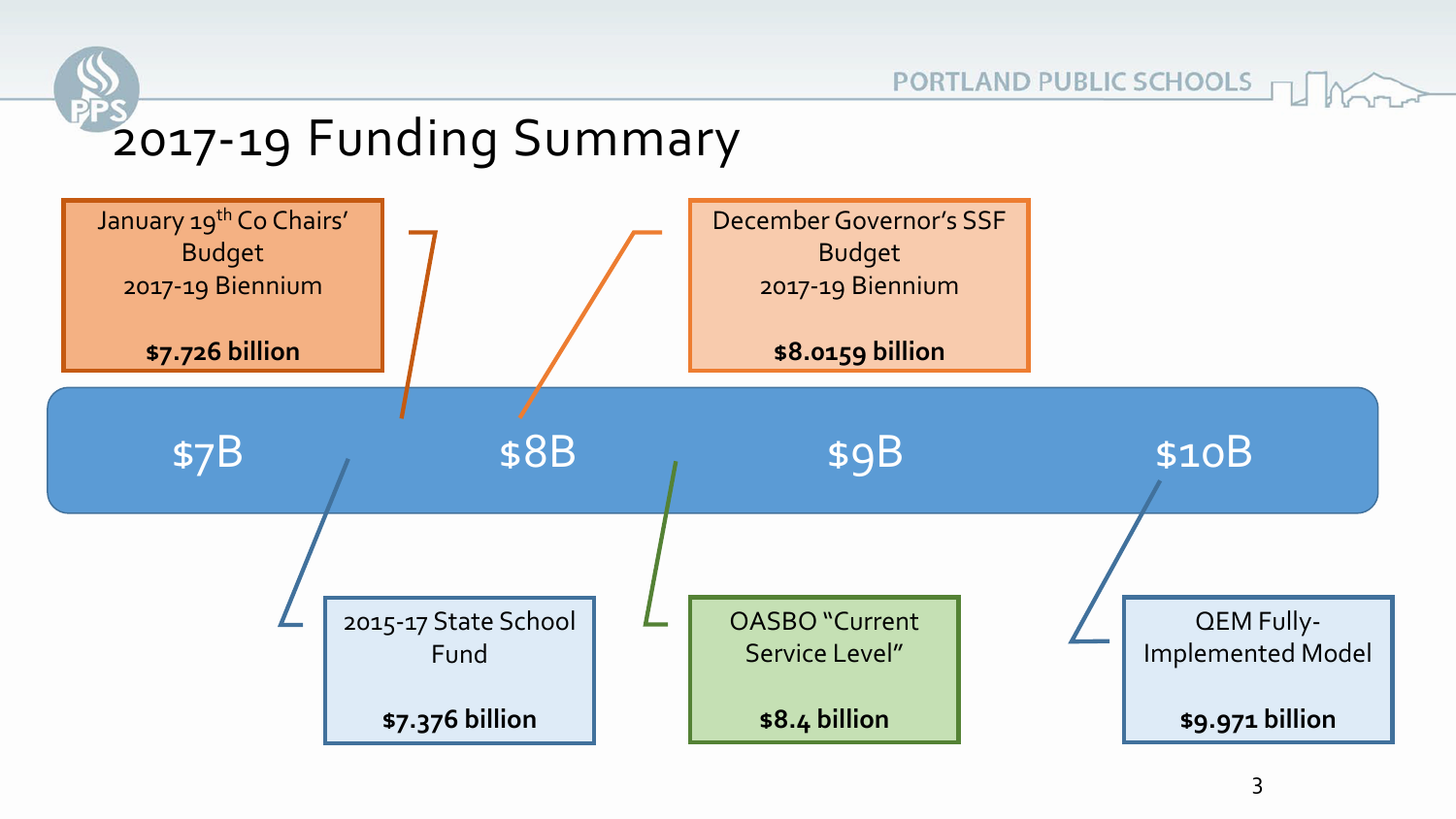# 2017-19 Funding Summary

January 19th Co Chairs' Budget 2017-19 Biennium

**$7.726 billion**

December Governor's SSF Budget 2017-19 Biennium

**$8.0159 billion**

$7B | $8B | $9B | $10B

2015-17 State School Fund

**$7.376 billion**

OASBO "Current Service Level"

**$8.4 billion**

QEM Fully-Implemented Model

**$9.971 billion**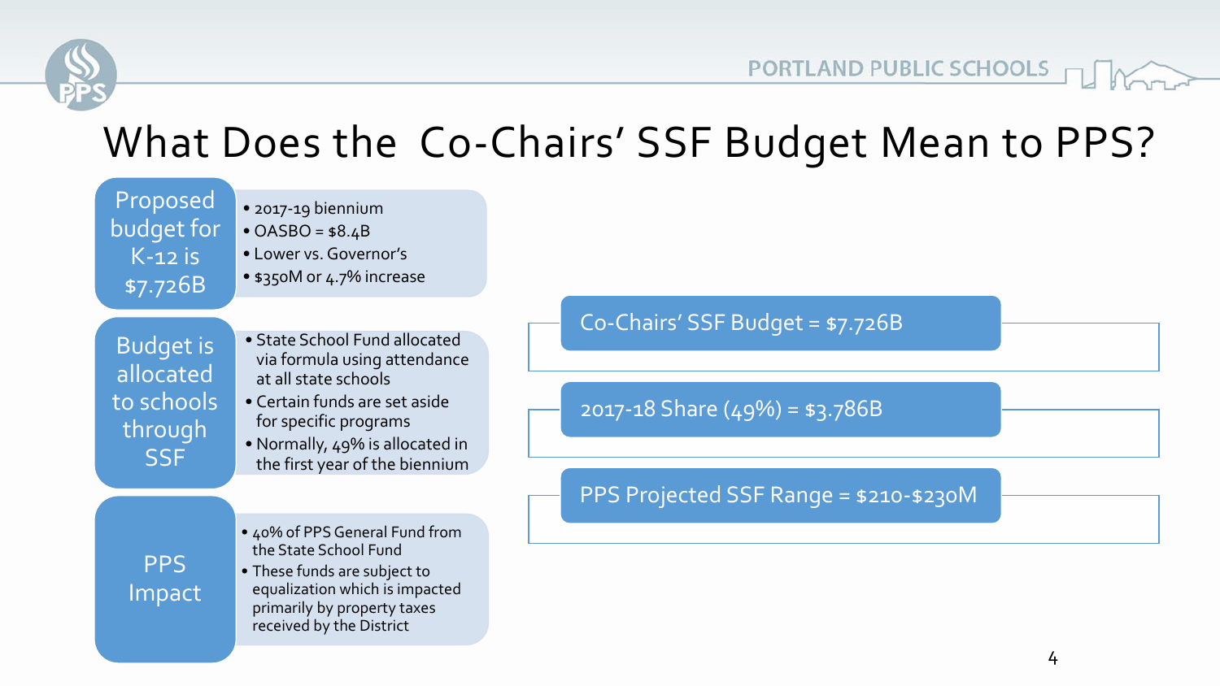# What Does the Co-Chairs' SSF Budget Mean to PPS?

## Proposed budget for K-12 is $7.726B

- 2017-19 biennium
- OASBO = $8.4B
- Lower vs. Governor's
- $350M or 4.7% increase

## Budget is allocated to schools through SSF

- State School Fund allocated via formula using attendance at all state schools
- Certain funds are set aside for specific programs
- Normally, 49% is allocated in the first year of the biennium

## PPS Impact

- 40% of PPS General Fund from the State School Fund
- These funds are subject to equalization which is impacted primarily by property taxes received by the District

---

**Co-Chairs' SSF Budget = $7.726B**

**2017-18 Share (49%) = $3.786B**

**PPS Projected SSF Range = $210-$230M**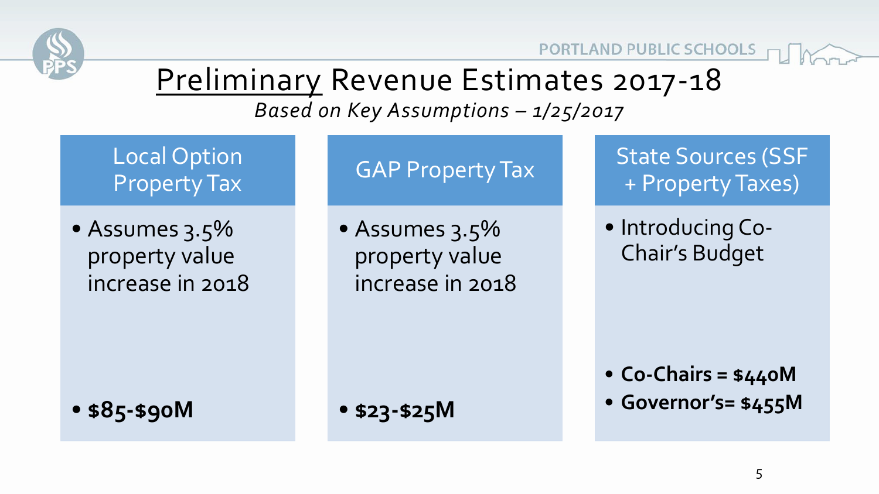# Preliminary Revenue Estimates 2017-18

*Based on Key Assumptions – 1/25/2017*

## Local Option Property Tax

- Assumes 3.5% property value increase in 2018
- **$85-$90M**

## GAP Property Tax

- Assumes 3.5% property value increase in 2018
- **$23-$25M**

## State Sources (SSF + Property Taxes)

- Introducing Co-Chair's Budget
- **Co-Chairs = $440M**
- **Governor's= $455M**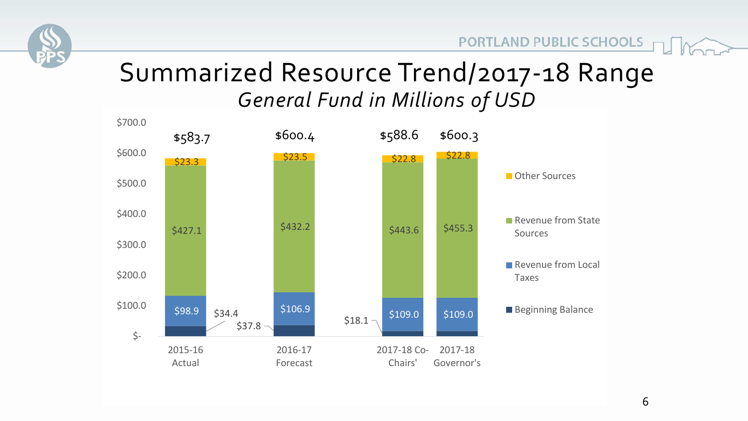# Summarized Resource Trend/2017-18 Range

*General Fund in Millions of USD*

| | 2015-16 Actual | 2016-17 Forecast | 2017-18 Co-Chairs' | 2017-18 Governor's |
|---|---|---|---|---|
| Other Sources | $23.3 | $23.5 | $22.8 | $22.8 |
| Revenue from State Sources | $427.1 | $432.2 | $443.6 | $455.3 |
| Revenue from Local Taxes | $98.9 | $106.9 | $109.0 | $109.0 |
| Beginning Balance | $34.4 | $37.8 | $18.1 | |
| Total | $583.7 | $600.4 | $588.6 | $600.3 |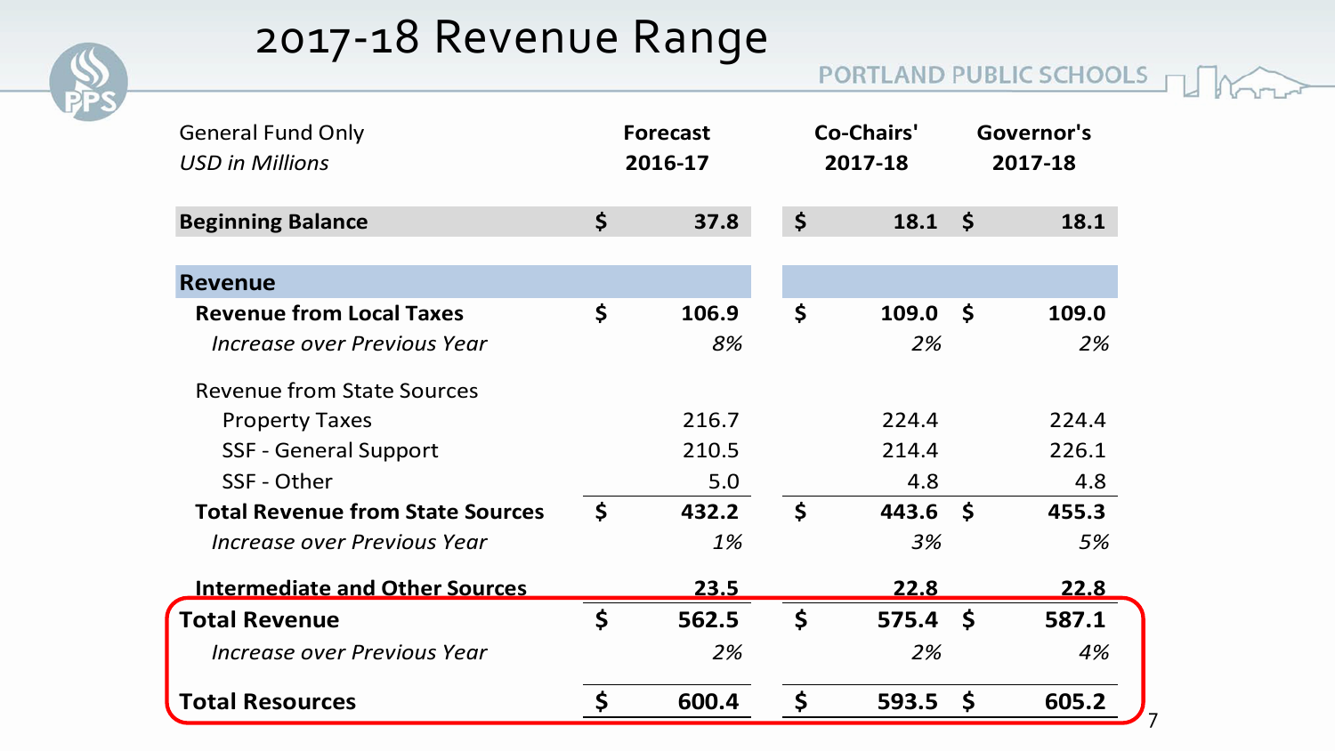# 2017-18 Revenue Range

| General Fund Only *USD in Millions* | Forecast 2016-17 | Co-Chairs' 2017-18 | Governor's 2017-18 |
|---|---|---|---|
| **Beginning Balance** | **$ 37.8** | **$ 18.1** | **$ 18.1** |
| **Revenue** | | | |
| **Revenue from Local Taxes** | **$ 106.9** | **$ 109.0** | **$ 109.0** |
| *Increase over Previous Year* | *8%* | *2%* | *2%* |
| Revenue from State Sources | | | |
| Property Taxes | 216.7 | 224.4 | 224.4 |
| SSF - General Support | 210.5 | 214.4 | 226.1 |
| SSF - Other | 5.0 | 4.8 | 4.8 |
| **Total Revenue from State Sources** | **$ 432.2** | **$ 443.6** | **$ 455.3** |
| *Increase over Previous Year* | *1%* | *3%* | *5%* |
| **Intermediate and Other Sources** | **23.5** | **22.8** | **22.8** |
| **Total Revenue** | **$ 562.5** | **$ 575.4** | **$ 587.1** |
| *Increase over Previous Year* | *2%* | *2%* | *4%* |
| **Total Resources** | **$ 600.4** | **$ 593.5** | **$ 605.2** |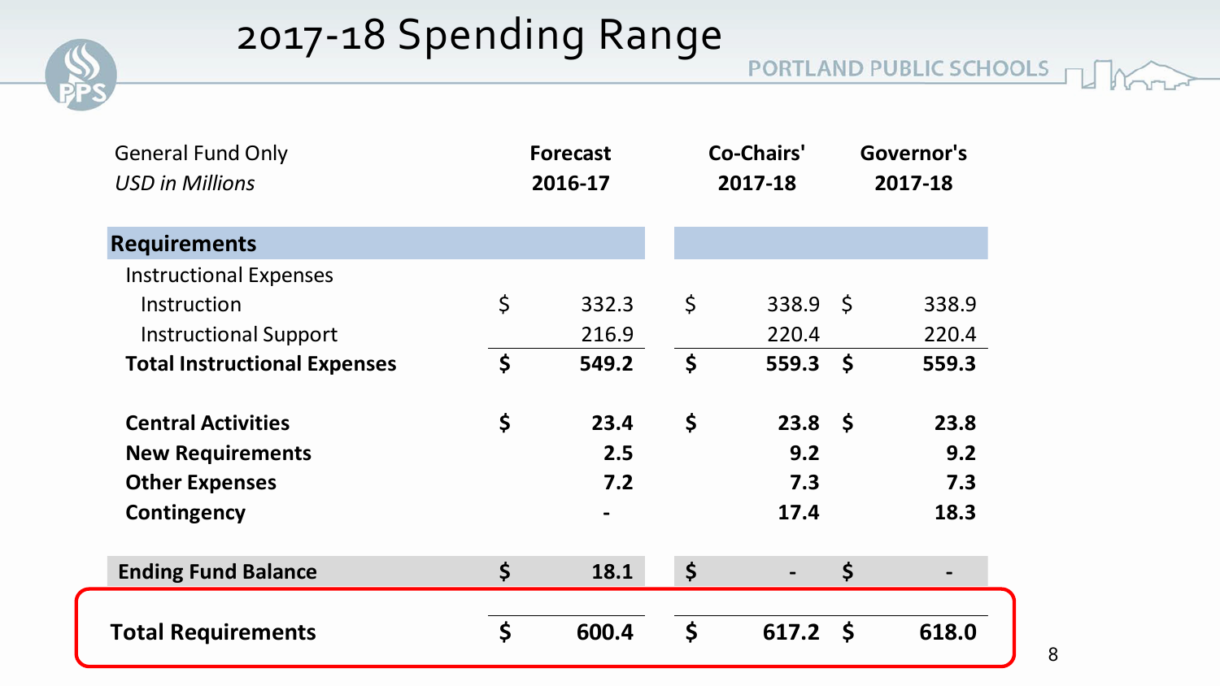# 2017-18 Spending Range

| General Fund Only<br>*USD in Millions* | Forecast 2016-17 | Co-Chairs' 2017-18 | Governor's 2017-18 |
|---|---|---|---|
| **Requirements** | | | |
| Instructional Expenses | | | |
| Instruction | $ 332.3 | $ 338.9 | $ 338.9 |
| Instructional Support | 216.9 | 220.4 | 220.4 |
| **Total Instructional Expenses** | **$ 549.2** | **$ 559.3** | **$ 559.3** |
| **Central Activities** | **$ 23.4** | **$ 23.8** | **$ 23.8** |
| **New Requirements** | **2.5** | **9.2** | **9.2** |
| **Other Expenses** | **7.2** | **7.3** | **7.3** |
| **Contingency** | **-** | **17.4** | **18.3** |
| **Ending Fund Balance** | **$ 18.1** | **$ -** | **$ -** |
| **Total Requirements** | **$ 600.4** | **$ 617.2** | **$ 618.0** |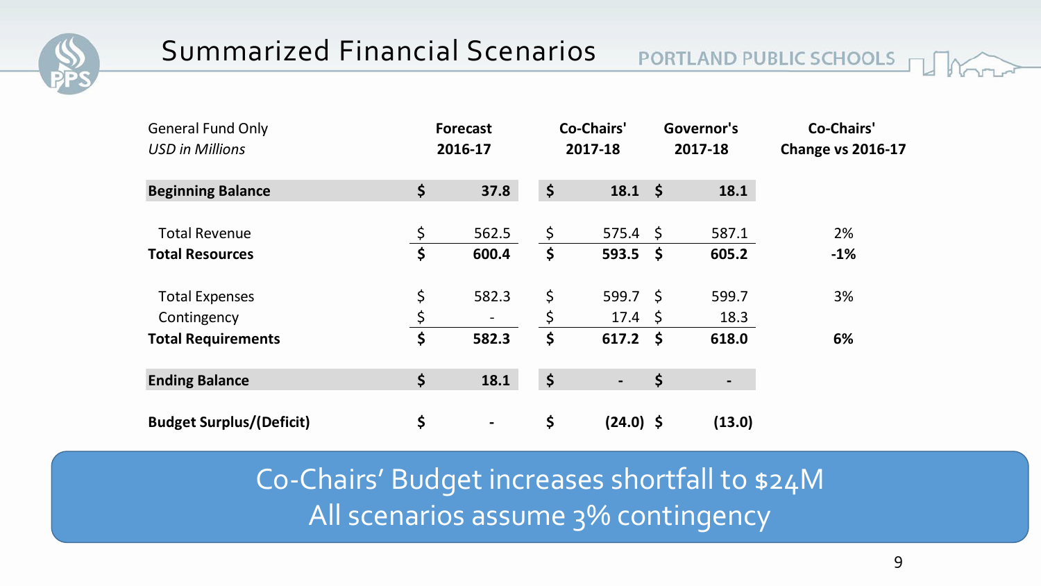# Summarized Financial Scenarios

PORTLAND PUBLIC SCHOOLS

| General Fund Only<br>*USD in Millions* | Forecast 2016-17 | Co-Chairs' 2017-18 | Governor's 2017-18 | Co-Chairs' Change vs 2016-17 |
|---|---|---|---|---|
| **Beginning Balance** | **$ 37.8** | **$ 18.1** | **$ 18.1** | |
| Total Revenue | $ 562.5 | $ 575.4 | $ 587.1 | 2% |
| **Total Resources** | **$ 600.4** | **$ 593.5** | **$ 605.2** | **-1%** |
| Total Expenses | $ 582.3 | $ 599.7 | $ 599.7 | 3% |
| Contingency | $ - | $ 17.4 | $ 18.3 | |
| **Total Requirements** | **$ 582.3** | **$ 617.2** | **$ 618.0** | **6%** |
| **Ending Balance** | **$ 18.1** | **$ -** | **$ -** | |
| **Budget Surplus/(Deficit)** | **$ -** | **$ (24.0)** | **$ (13.0)** | |

Co-Chairs' Budget increases shortfall to $24M
All scenarios assume 3% contingency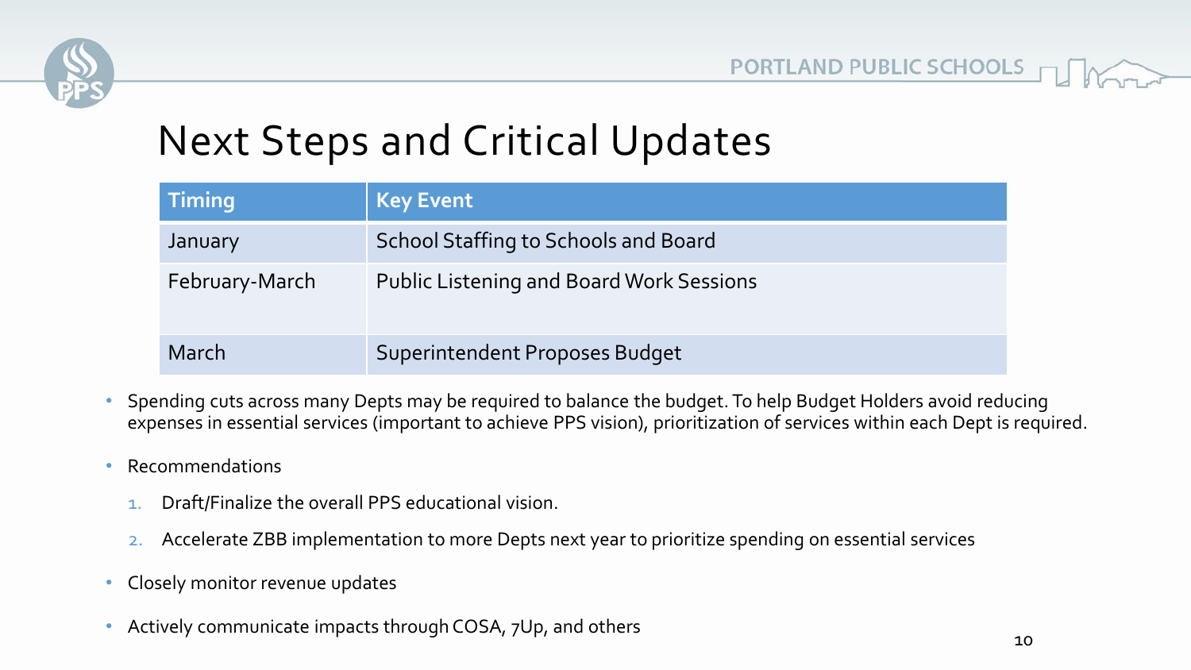# Next Steps and Critical Updates

| Timing | Key Event |
|---|---|
| January | School Staffing to Schools and Board |
| February-March | Public Listening and Board Work Sessions |
| March | Superintendent Proposes Budget |

- Spending cuts across many Depts may be required to balance the budget. To help Budget Holders avoid reducing expenses in essential services (important to achieve PPS vision), prioritization of services within each Dept is required.
- Recommendations
  1. Draft/Finalize the overall PPS educational vision.
  2. Accelerate ZBB implementation to more Depts next year to prioritize spending on essential services
- Closely monitor revenue updates
- Actively communicate impacts through COSA, 7Up, and others